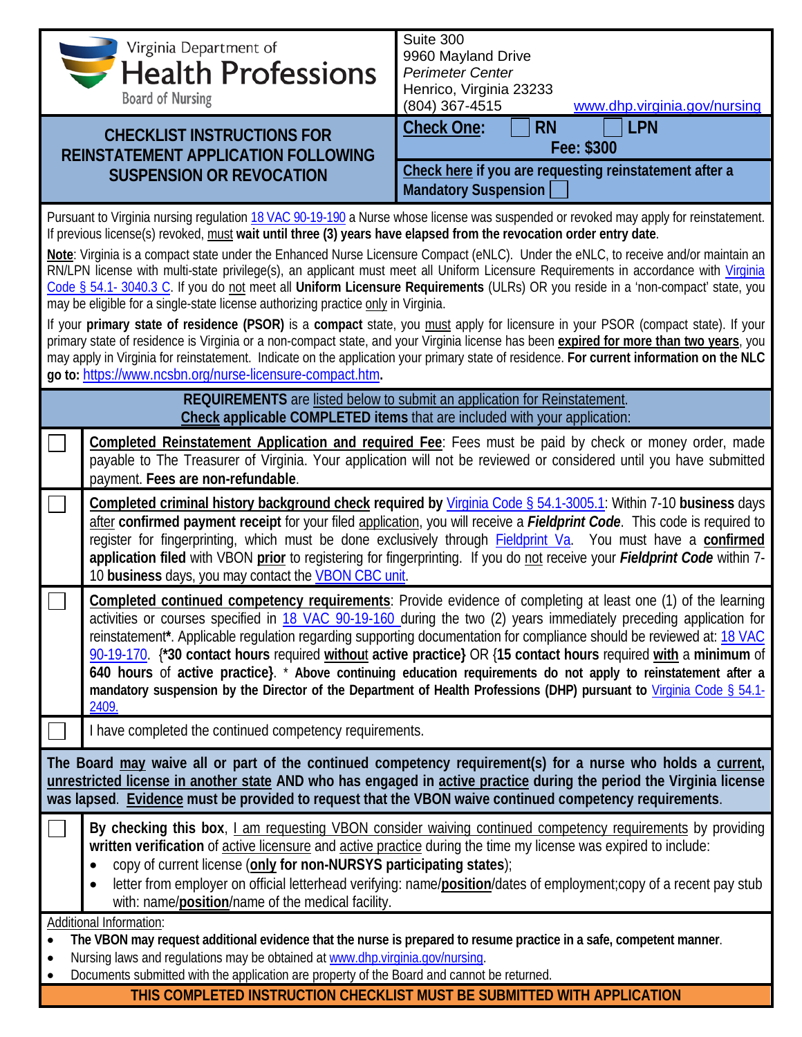Virginia Department of **Health Professions** Board of Nursing

Suite 300
9960 Mayland Drive
*Perimeter Center*
Henrico, Virginia 23233
(804) 367-4515 www.dhp.virginia.gov/nursing

# CHECKLIST INSTRUCTIONS FOR REINSTATEMENT APPLICATION FOLLOWING SUSPENSION OR REVOCATION

**Check One:** ☐ RN ☐ LPN
**Fee: $300**

**Check here if you are requesting reinstatement after a Mandatory Suspension** ☐

Pursuant to Virginia nursing regulation 18 VAC 90-19-190 a Nurse whose license was suspended or revoked may apply for reinstatement. If previous license(s) revoked, must **wait until three (3) years have elapsed from the revocation order entry date**.

**Note**: Virginia is a compact state under the Enhanced Nurse Licensure Compact (eNLC). Under the eNLC, to receive and/or maintain an RN/LPN license with multi-state privilege(s), an applicant must meet all Uniform Licensure Requirements in accordance with Virginia Code § 54.1- 3040.3 C. If you do not meet all **Uniform Licensure Requirements** (ULRs) OR you reside in a 'non-compact' state, you may be eligible for a single-state license authorizing practice only in Virginia.

If your **primary state of residence (PSOR)** is a **compact** state, you must apply for licensure in your PSOR (compact state). If your primary state of residence is Virginia or a non-compact state, and your Virginia license has been **expired for more than two years**, you may apply in Virginia for reinstatement. Indicate on the application your primary state of residence. **For current information on the NLC go to:** https://www.ncsbn.org/nurse-licensure-compact.htm**.**

**REQUIREMENTS** are listed below to submit an application for Reinstatement.
**Check applicable COMPLETED items** that are included with your application:

☐ **Completed Reinstatement Application and required Fee**: Fees must be paid by check or money order, made payable to The Treasurer of Virginia. Your application will not be reviewed or considered until you have submitted payment. **Fees are non-refundable**.

☐ **Completed criminal history background check required by** Virginia Code § 54.1-3005.1: Within 7-10 **business** days after **confirmed payment receipt** for your filed application, you will receive a ***Fieldprint Code***. This code is required to register for fingerprinting, which must be done exclusively through Fieldprint Va. You must have a **confirmed application filed** with VBON **prior** to registering for fingerprinting. If you do not receive your ***Fieldprint Code*** within 7-10 **business** days, you may contact the VBON CBC unit.

☐ **Completed continued competency requirements**: Provide evidence of completing at least one (1) of the learning activities or courses specified in 18 VAC 90-19-160 during the two (2) years immediately preceding application for reinstatement**\***. Applicable regulation regarding supporting documentation for compliance should be reviewed at: 18 VAC 90-19-170. {**\*30 contact hours** required **without active practice}** OR {**15 contact hours** required **with** a **minimum** of **640 hours** of **active practice}**. **\* Above continuing education requirements do not apply to reinstatement after a mandatory suspension by the Director of the Department of Health Professions (DHP) pursuant to** Virginia Code § 54.1-2409.

☐ I have completed the continued competency requirements.

**The Board may waive all or part of the continued competency requirement(s) for a nurse who holds a current, unrestricted license in another state AND who has engaged in active practice during the period the Virginia license was lapsed. Evidence must be provided to request that the VBON waive continued competency requirements.**

☐ **By checking this box**, I am requesting VBON consider waiving continued competency requirements by providing **written verification** of active licensure and active practice during the time my license was expired to include:

- copy of current license (**only for non-NURSYS participating states**);
- letter from employer on official letterhead verifying: name/**position**/dates of employment;copy of a recent pay stub with: name/**position**/name of the medical facility.

Additional Information:

- **The VBON may request additional evidence that the nurse is prepared to resume practice in a safe, competent manner**.
- Nursing laws and regulations may be obtained at www.dhp.virginia.gov/nursing.
- Documents submitted with the application are property of the Board and cannot be returned.

**THIS COMPLETED INSTRUCTION CHECKLIST MUST BE SUBMITTED WITH APPLICATION**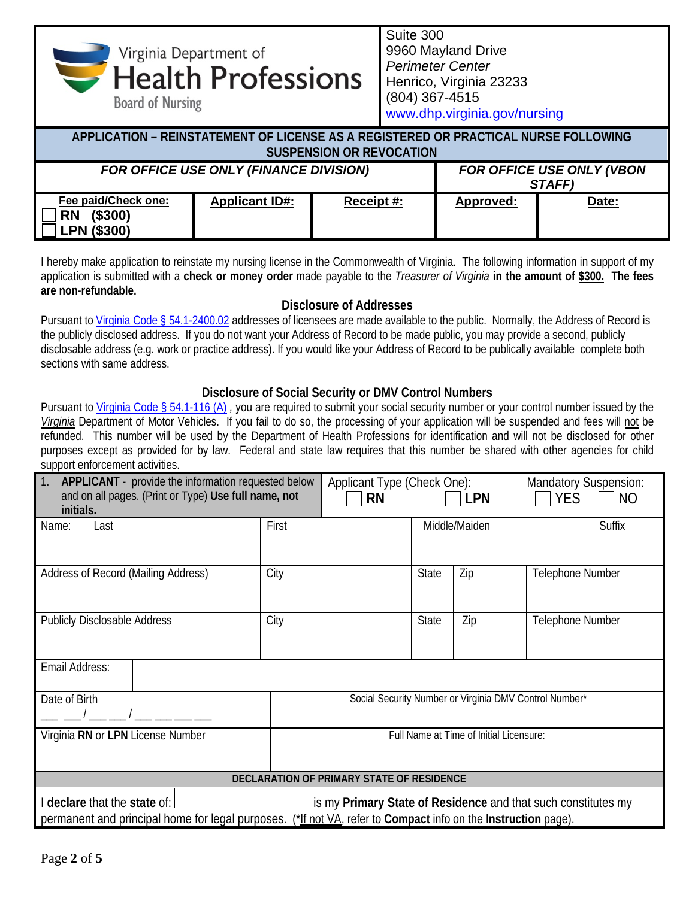Virginia Department of
**Health Professions**
Board of Nursing

Suite 300
9960 Mayland Drive
*Perimeter Center*
Henrico, Virginia 23233
(804) 367-4515
www.dhp.virginia.gov/nursing

## APPLICATION – REINSTATEMENT OF LICENSE AS A REGISTERED OR PRACTICAL NURSE FOLLOWING SUSPENSION OR REVOCATION

| *FOR OFFICE USE ONLY (FINANCE DIVISION)* | | | *FOR OFFICE USE ONLY (VBON STAFF)* | |
|---|---|---|---|---|
| **Fee paid/Check one:** ☐ **RN ($300)** ☐ **LPN ($300)** | **Applicant ID#:** | **Receipt #:** | **Approved:** | **Date:** |

I hereby make application to reinstate my nursing license in the Commonwealth of Virginia. The following information in support of my application is submitted with a **check or money order** made payable to the *Treasurer of Virginia* **in the amount of $300. The fees are non-refundable.**

### Disclosure of Addresses

Pursuant to Virginia Code § 54.1-2400.02 addresses of licensees are made available to the public. Normally, the Address of Record is the publicly disclosed address. If you do not want your Address of Record to be made public, you may provide a second, publicly disclosable address (e.g. work or practice address). If you would like your Address of Record to be publically available complete both sections with same address.

### Disclosure of Social Security or DMV Control Numbers

Pursuant to Virginia Code § 54.1-116 (A) , you are required to submit your social security number or your control number issued by the *Virginia* Department of Motor Vehicles. If you fail to do so, the processing of your application will be suspended and fees will not be refunded. This number will be used by the Department of Health Professions for identification and will not be disclosed for other purposes except as provided for by law. Federal and state law requires that this number be shared with other agencies for child support enforcement activities.

| 1. **APPLICANT** - provide the information requested below and on all pages. (Print or Type) **Use full name, not initials.** | | Applicant Type (Check One): ☐ **RN** ☐ **LPN** | | | Mandatory Suspension: ☐ YES ☐ NO |
|---|---|---|---|---|---|
| Name: Last | First | Middle/Maiden | | | Suffix |
| Address of Record (Mailing Address) | City | State | Zip | Telephone Number | |
| Publicly Disclosable Address | City | State | Zip | Telephone Number | |
| Email Address: | | | | | |
| Date of Birth ___ ___/___ ___/___ ___ ___ ___ | Social Security Number or Virginia DMV Control Number* | | | | |
| Virginia **RN** or **LPN** License Number | Full Name at Time of Initial Licensure: | | | | |

**DECLARATION OF PRIMARY STATE OF RESIDENCE**

I **declare** that the **state** of: ________________ is my **Primary State of Residence** and that such constitutes my permanent and principal home for legal purposes. (*If not VA, refer to **Compact** info on the I**nstruction** page).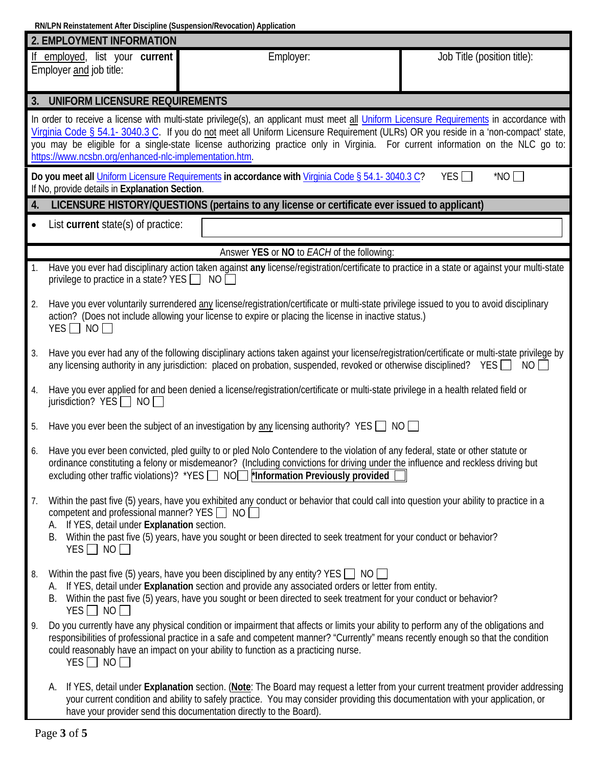RN/LPN Reinstatement After Discipline (Suspension/Revocation) Application

## 2. EMPLOYMENT INFORMATION

| If employed, list your **current** Employer and job title: | Employer: | Job Title (position title): |
|---|---|---|

## 3. UNIFORM LICENSURE REQUIREMENTS

In order to receive a license with multi-state privilege(s), an applicant must meet all Uniform Licensure Requirements in accordance with Virginia Code § 54.1- 3040.3 C. If you do not meet all Uniform Licensure Requirement (ULRs) OR you reside in a 'non-compact' state, you may be eligible for a single-state license authorizing practice only in Virginia. For current information on the NLC go to: https://www.ncsbn.org/enhanced-nlc-implementation.htm.

**Do you meet all** Uniform Licensure Requirements **in accordance with** Virginia Code § 54.1- 3040.3 C? YES ☐ *NO ☐
If No, provide details in **Explanation Section**.

## 4. LICENSURE HISTORY/QUESTIONS (pertains to any license or certificate ever issued to applicant)

- List **current** state(s) of practice:

Answer **YES** or **NO** to *EACH* of the following:

1. Have you ever had disciplinary action taken against **any** license/registration/certificate to practice in a state or against your multi-state privilege to practice in a state? YES ☐ NO ☐

2. Have you ever voluntarily surrendered any license/registration/certificate or multi-state privilege issued to you to avoid disciplinary action? (Does not include allowing your license to expire or placing the license in inactive status.)
   YES ☐ NO ☐

3. Have you ever had any of the following disciplinary actions taken against your license/registration/certificate or multi-state privilege by any licensing authority in any jurisdiction: placed on probation, suspended, revoked or otherwise disciplined? YES ☐ NO ☐

4. Have you ever applied for and been denied a license/registration/certificate or multi-state privilege in a health related field or jurisdiction? YES ☐ NO ☐

5. Have you ever been the subject of an investigation by any licensing authority? YES ☐ NO ☐

6. Have you ever been convicted, pled guilty to or pled Nolo Contendere to the violation of any federal, state or other statute or ordinance constituting a felony or misdemeanor? (Including convictions for driving under the influence and reckless driving but excluding other traffic violations)? *YES ☐ NO ☐ **\*Information Previously provided** ☐

7. Within the past five (5) years, have you exhibited any conduct or behavior that could call into question your ability to practice in a competent and professional manner? YES ☐ NO ☐
   A. If YES, detail under **Explanation** section.
   B. Within the past five (5) years, have you sought or been directed to seek treatment for your conduct or behavior?
   YES ☐ NO ☐

8. Within the past five (5) years, have you been disciplined by any entity? YES ☐ NO ☐
   A. If YES, detail under **Explanation** section and provide any associated orders or letter from entity.
   B. Within the past five (5) years, have you sought or been directed to seek treatment for your conduct or behavior?
   YES ☐ NO ☐

9. Do you currently have any physical condition or impairment that affects or limits your ability to perform any of the obligations and responsibilities of professional practice in a safe and competent manner? "Currently" means recently enough so that the condition could reasonably have an impact on your ability to function as a practicing nurse.
   YES ☐ NO ☐

   A. If YES, detail under **Explanation** section. (**Note**: The Board may request a letter from your current treatment provider addressing your current condition and ability to safely practice. You may consider providing this documentation with your application, or have your provider send this documentation directly to the Board).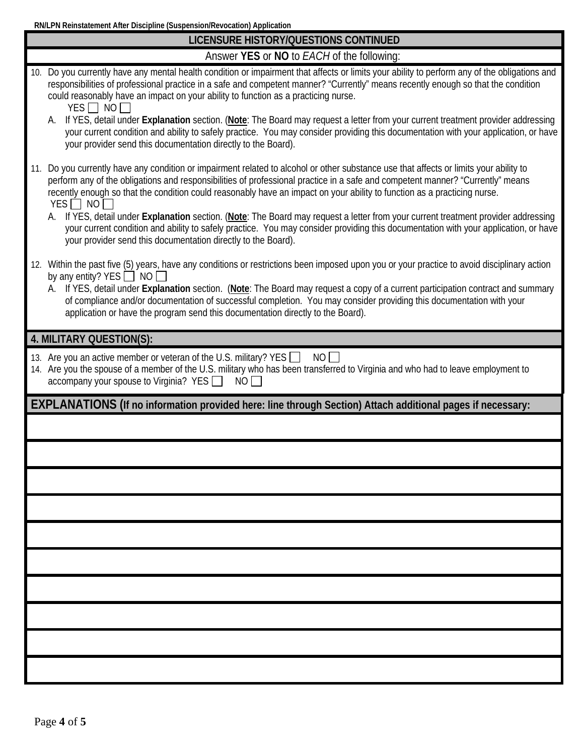## LICENSURE HISTORY/QUESTIONS CONTINUED

Answer **YES** or **NO** to *EACH* of the following:

10. Do you currently have any mental health condition or impairment that affects or limits your ability to perform any of the obligations and responsibilities of professional practice in a safe and competent manner? "Currently" means recently enough so that the condition could reasonably have an impact on your ability to function as a practicing nurse.
    YES ☐ NO ☐
    A. If YES, detail under **Explanation** section. (**Note**: The Board may request a letter from your current treatment provider addressing your current condition and ability to safely practice. You may consider providing this documentation with your application, or have your provider send this documentation directly to the Board).

11. Do you currently have any condition or impairment related to alcohol or other substance use that affects or limits your ability to perform any of the obligations and responsibilities of professional practice in a safe and competent manner? "Currently" means recently enough so that the condition could reasonably have an impact on your ability to function as a practicing nurse.
    YES ☐ NO ☐
    A. If YES, detail under **Explanation** section. (**Note**: The Board may request a letter from your current treatment provider addressing your current condition and ability to safely practice. You may consider providing this documentation with your application, or have your provider send this documentation directly to the Board).

12. Within the past five (5) years, have any conditions or restrictions been imposed upon you or your practice to avoid disciplinary action by any entity? YES ☐ NO ☐
    A. If YES, detail under **Explanation** section. (**Note**: The Board may request a copy of a current participation contract and summary of compliance and/or documentation of successful completion. You may consider providing this documentation with your application or have the program send this documentation directly to the Board).

## 4. MILITARY QUESTION(S):

13. Are you an active member or veteran of the U.S. military? YES ☐ NO ☐
14. Are you the spouse of a member of the U.S. military who has been transferred to Virginia and who had to leave employment to accompany your spouse to Virginia? YES ☐ NO ☐

## EXPLANATIONS (If no information provided here: line through Section) Attach additional pages if necessary:

| |
|---|
| |
| |
| |
| |
| |
| |
| |
| |
| |
| |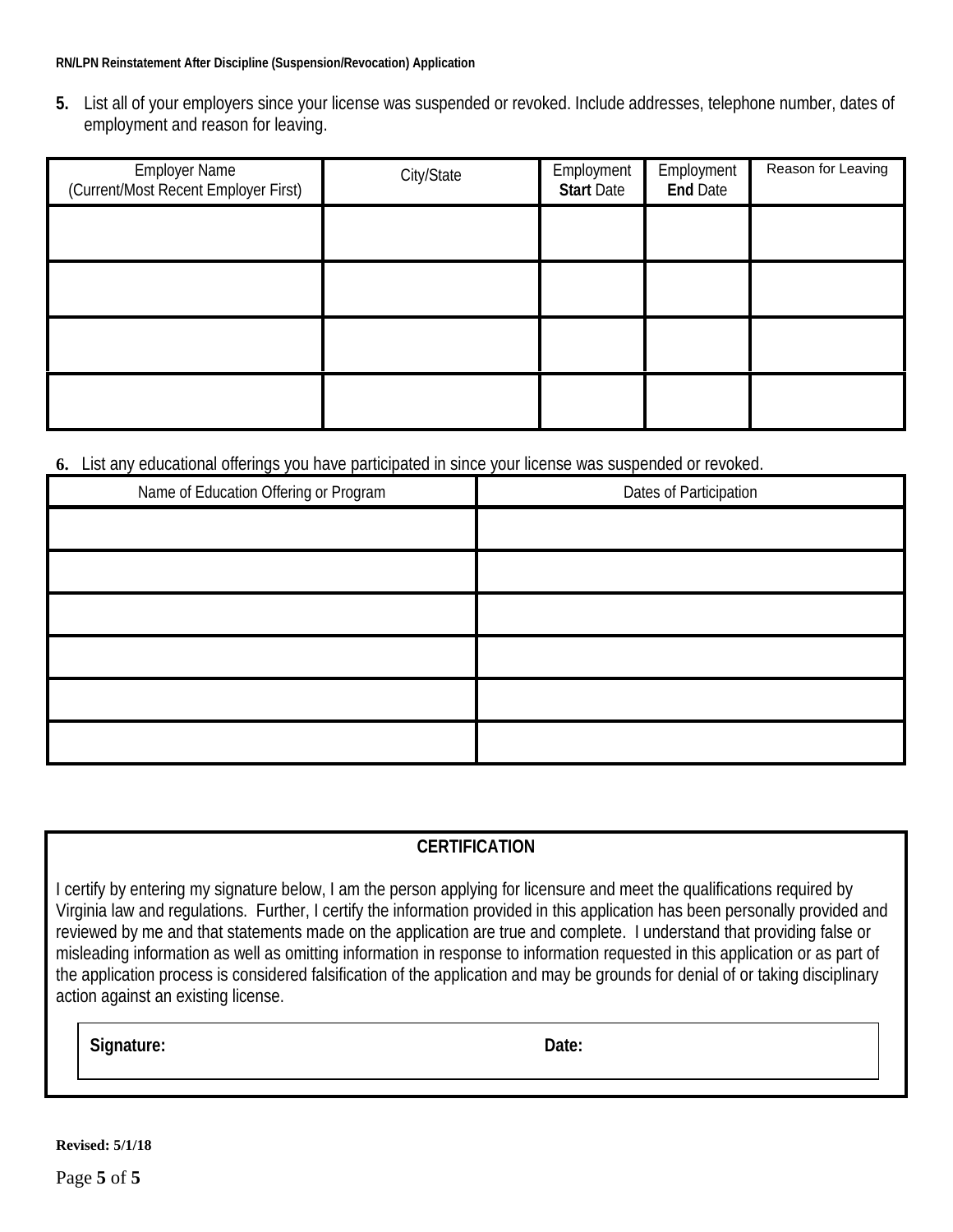5. List all of your employers since your license was suspended or revoked. Include addresses, telephone number, dates of employment and reason for leaving.

| Employer Name (Current/Most Recent Employer First) | City/State | Employment **Start** Date | Employment **End** Date | Reason for Leaving |
| --- | --- | --- | --- | --- |
| | | | | |
| | | | | |
| | | | | |
| | | | | |

6. List any educational offerings you have participated in since your license was suspended or revoked.

| Name of Education Offering or Program | Dates of Participation |
| --- | --- |
| | |
| | |
| | |
| | |
| | |
| | |

**CERTIFICATION**

I certify by entering my signature below, I am the person applying for licensure and meet the qualifications required by Virginia law and regulations. Further, I certify the information provided in this application has been personally provided and reviewed by me and that statements made on the application are true and complete. I understand that providing false or misleading information as well as omitting information in response to information requested in this application or as part of the application process is considered falsification of the application and may be grounds for denial of or taking disciplinary action against an existing license.

**Signature:** **Date:**

**Revised: 5/1/18**